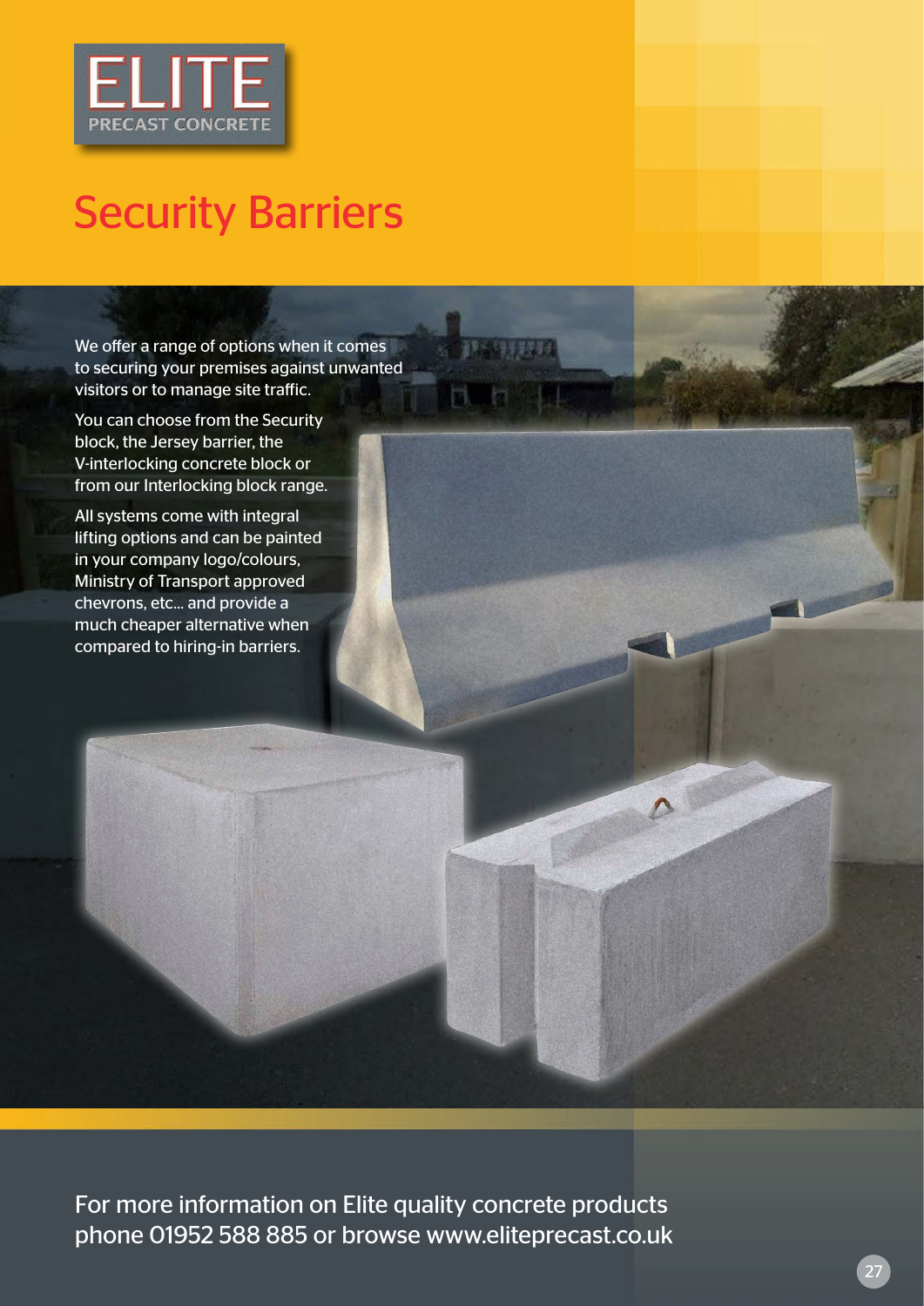ELITE
PRECAST CONCRETE

# Security Barriers

We offer a range of options when it comes to securing your premises against unwanted visitors or to manage site traffic.

You can choose from the Security block, the Jersey barrier, the V-interlocking concrete block or from our Interlocking block range.

All systems come with integral lifting options and can be painted in your company logo/colours, Ministry of Transport approved chevrons, etc... and provide a much cheaper alternative when compared to hiring-in barriers.

For more information on Elite quality concrete products phone 01952 588 885 or browse www.eliteprecast.co.uk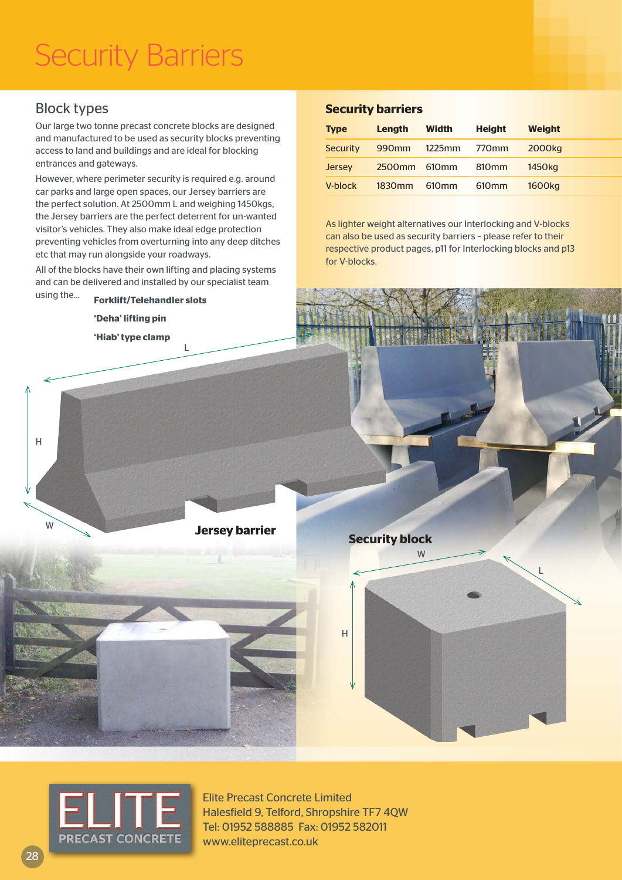# Security Barriers

## Block types

Our large two tonne precast concrete blocks are designed and manufactured to be used as security blocks preventing access to land and buildings and are ideal for blocking entrances and gateways.

However, where perimeter security is required e.g. around car parks and large open spaces, our Jersey barriers are the perfect solution. At 2500mm L and weighing 1450kgs, the Jersey barriers are the perfect deterrent for un-wanted visitor's vehicles. They also make ideal edge protection preventing vehicles from overturning into any deep ditches etc that may run alongside your roadways.

All of the blocks have their own lifting and placing systems and can be delivered and installed by our specialist team using the...

**Forklift/Telehandler slots**

**'Deha' lifting pin**

**'Hiab' type clamp**

### Security barriers

| Type | Length | Width | Height | Weight |
|---|---|---|---|---|
| Security | 990mm | 1225mm | 770mm | 2000kg |
| Jersey | 2500mm | 610mm | 810mm | 1450kg |
| V-block | 1830mm | 610mm | 610mm | 1600kg |

As lighter weight alternatives our Interlocking and V-blocks can also be used as security barriers – please refer to their respective product pages, p11 for Interlocking blocks and p13 for V-blocks.

L

H

W

**Jersey barrier**

**Security block**

W

L

H

Elite Precast Concrete Limited
Halesfield 9, Telford, Shropshire TF7 4QW
Tel: 01952 588885 Fax: 01952 582011
www.eliteprecast.co.uk